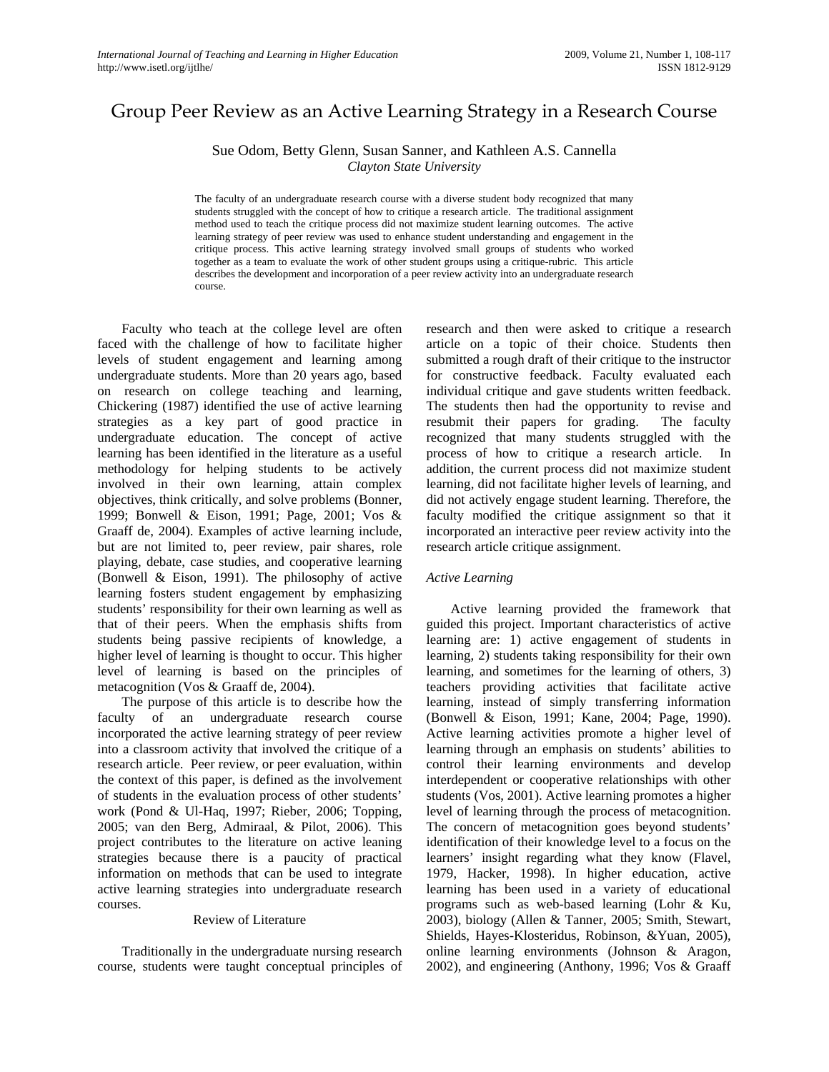# Group Peer Review as an Active Learning Strategy in a Research Course

Sue Odom, Betty Glenn, Susan Sanner, and Kathleen A.S. Cannella
*Clayton State University*

The faculty of an undergraduate research course with a diverse student body recognized that many students struggled with the concept of how to critique a research article. The traditional assignment method used to teach the critique process did not maximize student learning outcomes. The active learning strategy of peer review was used to enhance student understanding and engagement in the critique process. This active learning strategy involved small groups of students who worked together as a team to evaluate the work of other student groups using a critique-rubric. This article describes the development and incorporation of a peer review activity into an undergraduate research course.

Faculty who teach at the college level are often faced with the challenge of how to facilitate higher levels of student engagement and learning among undergraduate students. More than 20 years ago, based on research on college teaching and learning, Chickering (1987) identified the use of active learning strategies as a key part of good practice in undergraduate education. The concept of active learning has been identified in the literature as a useful methodology for helping students to be actively involved in their own learning, attain complex objectives, think critically, and solve problems (Bonner, 1999; Bonwell & Eison, 1991; Page, 2001; Vos & Graaff de, 2004). Examples of active learning include, but are not limited to, peer review, pair shares, role playing, debate, case studies, and cooperative learning (Bonwell & Eison, 1991). The philosophy of active learning fosters student engagement by emphasizing students' responsibility for their own learning as well as that of their peers. When the emphasis shifts from students being passive recipients of knowledge, a higher level of learning is thought to occur. This higher level of learning is based on the principles of metacognition (Vos & Graaff de, 2004).

The purpose of this article is to describe how the faculty of an undergraduate research course incorporated the active learning strategy of peer review into a classroom activity that involved the critique of a research article. Peer review, or peer evaluation, within the context of this paper, is defined as the involvement of students in the evaluation process of other students' work (Pond & Ul-Haq, 1997; Rieber, 2006; Topping, 2005; van den Berg, Admiraal, & Pilot, 2006). This project contributes to the literature on active leaning strategies because there is a paucity of practical information on methods that can be used to integrate active learning strategies into undergraduate research courses.

## Review of Literature

Traditionally in the undergraduate nursing research course, students were taught conceptual principles of research and then were asked to critique a research article on a topic of their choice. Students then submitted a rough draft of their critique to the instructor for constructive feedback. Faculty evaluated each individual critique and gave students written feedback. The students then had the opportunity to revise and resubmit their papers for grading. The faculty recognized that many students struggled with the process of how to critique a research article. In addition, the current process did not maximize student learning, did not facilitate higher levels of learning, and did not actively engage student learning. Therefore, the faculty modified the critique assignment so that it incorporated an interactive peer review activity into the research article critique assignment.

### *Active Learning*

Active learning provided the framework that guided this project. Important characteristics of active learning are: 1) active engagement of students in learning, 2) students taking responsibility for their own learning, and sometimes for the learning of others, 3) teachers providing activities that facilitate active learning, instead of simply transferring information (Bonwell & Eison, 1991; Kane, 2004; Page, 1990). Active learning activities promote a higher level of learning through an emphasis on students' abilities to control their learning environments and develop interdependent or cooperative relationships with other students (Vos, 2001). Active learning promotes a higher level of learning through the process of metacognition. The concern of metacognition goes beyond students' identification of their knowledge level to a focus on the learners' insight regarding what they know (Flavel, 1979, Hacker, 1998). In higher education, active learning has been used in a variety of educational programs such as web-based learning (Lohr & Ku, 2003), biology (Allen & Tanner, 2005; Smith, Stewart, Shields, Hayes-Klosteridus, Robinson, &Yuan, 2005), online learning environments (Johnson & Aragon, 2002), and engineering (Anthony, 1996; Vos & Graaff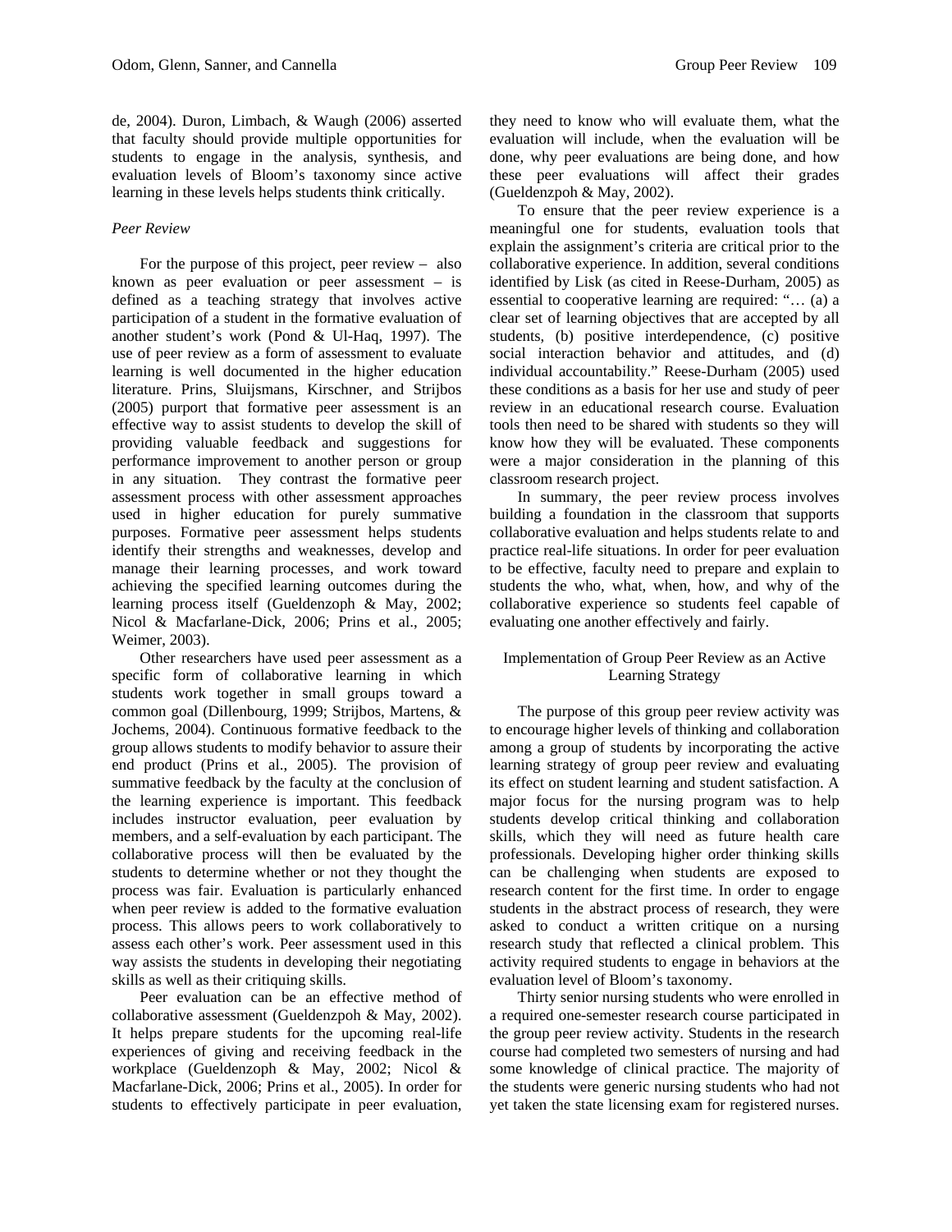de, 2004). Duron, Limbach, & Waugh (2006) asserted that faculty should provide multiple opportunities for students to engage in the analysis, synthesis, and evaluation levels of Bloom's taxonomy since active learning in these levels helps students think critically.

### *Peer Review*

For the purpose of this project, peer review – also known as peer evaluation or peer assessment – is defined as a teaching strategy that involves active participation of a student in the formative evaluation of another student's work (Pond & Ul-Haq, 1997). The use of peer review as a form of assessment to evaluate learning is well documented in the higher education literature. Prins, Sluijsmans, Kirschner, and Strijbos (2005) purport that formative peer assessment is an effective way to assist students to develop the skill of providing valuable feedback and suggestions for performance improvement to another person or group in any situation. They contrast the formative peer assessment process with other assessment approaches used in higher education for purely summative purposes. Formative peer assessment helps students identify their strengths and weaknesses, develop and manage their learning processes, and work toward achieving the specified learning outcomes during the learning process itself (Gueldenzoph & May, 2002; Nicol & Macfarlane-Dick, 2006; Prins et al., 2005; Weimer, 2003).

Other researchers have used peer assessment as a specific form of collaborative learning in which students work together in small groups toward a common goal (Dillenbourg, 1999; Strijbos, Martens, & Jochems, 2004). Continuous formative feedback to the group allows students to modify behavior to assure their end product (Prins et al., 2005). The provision of summative feedback by the faculty at the conclusion of the learning experience is important. This feedback includes instructor evaluation, peer evaluation by members, and a self-evaluation by each participant. The collaborative process will then be evaluated by the students to determine whether or not they thought the process was fair. Evaluation is particularly enhanced when peer review is added to the formative evaluation process. This allows peers to work collaboratively to assess each other's work. Peer assessment used in this way assists the students in developing their negotiating skills as well as their critiquing skills.

Peer evaluation can be an effective method of collaborative assessment (Gueldenzpoh & May, 2002). It helps prepare students for the upcoming real-life experiences of giving and receiving feedback in the workplace (Gueldenzoph & May, 2002; Nicol & Macfarlane-Dick, 2006; Prins et al., 2005). In order for students to effectively participate in peer evaluation, they need to know who will evaluate them, what the evaluation will include, when the evaluation will be done, why peer evaluations are being done, and how these peer evaluations will affect their grades (Gueldenzpoh & May, 2002).

To ensure that the peer review experience is a meaningful one for students, evaluation tools that explain the assignment's criteria are critical prior to the collaborative experience. In addition, several conditions identified by Lisk (as cited in Reese-Durham, 2005) as essential to cooperative learning are required: "… (a) a clear set of learning objectives that are accepted by all students, (b) positive interdependence, (c) positive social interaction behavior and attitudes, and (d) individual accountability." Reese-Durham (2005) used these conditions as a basis for her use and study of peer review in an educational research course. Evaluation tools then need to be shared with students so they will know how they will be evaluated. These components were a major consideration in the planning of this classroom research project.

In summary, the peer review process involves building a foundation in the classroom that supports collaborative evaluation and helps students relate to and practice real-life situations. In order for peer evaluation to be effective, faculty need to prepare and explain to students the who, what, when, how, and why of the collaborative experience so students feel capable of evaluating one another effectively and fairly.

## Implementation of Group Peer Review as an Active Learning Strategy

The purpose of this group peer review activity was to encourage higher levels of thinking and collaboration among a group of students by incorporating the active learning strategy of group peer review and evaluating its effect on student learning and student satisfaction. A major focus for the nursing program was to help students develop critical thinking and collaboration skills, which they will need as future health care professionals. Developing higher order thinking skills can be challenging when students are exposed to research content for the first time. In order to engage students in the abstract process of research, they were asked to conduct a written critique on a nursing research study that reflected a clinical problem. This activity required students to engage in behaviors at the evaluation level of Bloom's taxonomy.

Thirty senior nursing students who were enrolled in a required one-semester research course participated in the group peer review activity. Students in the research course had completed two semesters of nursing and had some knowledge of clinical practice. The majority of the students were generic nursing students who had not yet taken the state licensing exam for registered nurses.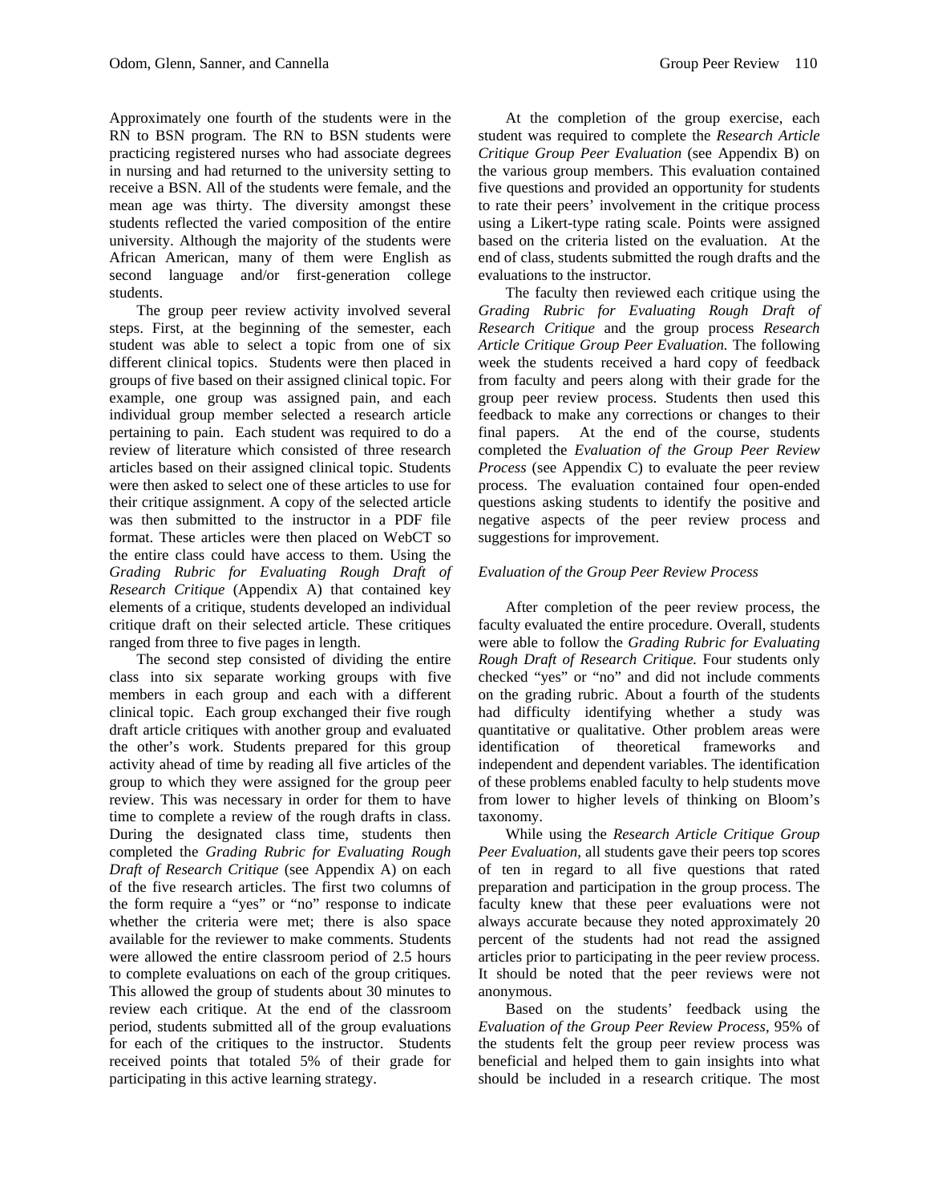Approximately one fourth of the students were in the RN to BSN program. The RN to BSN students were practicing registered nurses who had associate degrees in nursing and had returned to the university setting to receive a BSN. All of the students were female, and the mean age was thirty. The diversity amongst these students reflected the varied composition of the entire university. Although the majority of the students were African American, many of them were English as second language and/or first-generation college students.

The group peer review activity involved several steps. First, at the beginning of the semester, each student was able to select a topic from one of six different clinical topics. Students were then placed in groups of five based on their assigned clinical topic. For example, one group was assigned pain, and each individual group member selected a research article pertaining to pain. Each student was required to do a review of literature which consisted of three research articles based on their assigned clinical topic. Students were then asked to select one of these articles to use for their critique assignment. A copy of the selected article was then submitted to the instructor in a PDF file format. These articles were then placed on WebCT so the entire class could have access to them. Using the *Grading Rubric for Evaluating Rough Draft of Research Critique* (Appendix A) that contained key elements of a critique, students developed an individual critique draft on their selected article. These critiques ranged from three to five pages in length.

The second step consisted of dividing the entire class into six separate working groups with five members in each group and each with a different clinical topic. Each group exchanged their five rough draft article critiques with another group and evaluated the other's work. Students prepared for this group activity ahead of time by reading all five articles of the group to which they were assigned for the group peer review. This was necessary in order for them to have time to complete a review of the rough drafts in class. During the designated class time, students then completed the *Grading Rubric for Evaluating Rough Draft of Research Critique* (see Appendix A) on each of the five research articles. The first two columns of the form require a "yes" or "no" response to indicate whether the criteria were met; there is also space available for the reviewer to make comments. Students were allowed the entire classroom period of 2.5 hours to complete evaluations on each of the group critiques. This allowed the group of students about 30 minutes to review each critique. At the end of the classroom period, students submitted all of the group evaluations for each of the critiques to the instructor. Students received points that totaled 5% of their grade for participating in this active learning strategy.

At the completion of the group exercise, each student was required to complete the *Research Article Critique Group Peer Evaluation* (see Appendix B) on the various group members. This evaluation contained five questions and provided an opportunity for students to rate their peers' involvement in the critique process using a Likert-type rating scale. Points were assigned based on the criteria listed on the evaluation. At the end of class, students submitted the rough drafts and the evaluations to the instructor.

The faculty then reviewed each critique using the *Grading Rubric for Evaluating Rough Draft of Research Critique* and the group process *Research Article Critique Group Peer Evaluation.* The following week the students received a hard copy of feedback from faculty and peers along with their grade for the group peer review process. Students then used this feedback to make any corrections or changes to their final papers. At the end of the course, students completed the *Evaluation of the Group Peer Review Process* (see Appendix C) to evaluate the peer review process. The evaluation contained four open-ended questions asking students to identify the positive and negative aspects of the peer review process and suggestions for improvement.

### *Evaluation of the Group Peer Review Process*

After completion of the peer review process, the faculty evaluated the entire procedure. Overall, students were able to follow the *Grading Rubric for Evaluating Rough Draft of Research Critique.* Four students only checked "yes" or "no" and did not include comments on the grading rubric. About a fourth of the students had difficulty identifying whether a study was quantitative or qualitative. Other problem areas were identification of theoretical frameworks and independent and dependent variables. The identification of these problems enabled faculty to help students move from lower to higher levels of thinking on Bloom's taxonomy.

While using the *Research Article Critique Group Peer Evaluation*, all students gave their peers top scores of ten in regard to all five questions that rated preparation and participation in the group process. The faculty knew that these peer evaluations were not always accurate because they noted approximately 20 percent of the students had not read the assigned articles prior to participating in the peer review process. It should be noted that the peer reviews were not anonymous.

Based on the students' feedback using the *Evaluation of the Group Peer Review Process*, 95% of the students felt the group peer review process was beneficial and helped them to gain insights into what should be included in a research critique. The most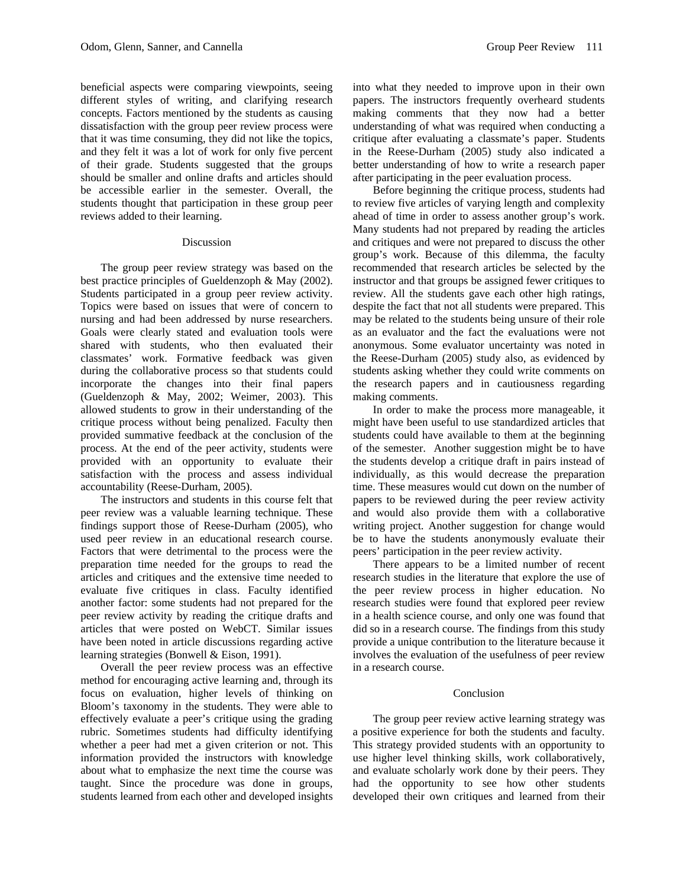beneficial aspects were comparing viewpoints, seeing different styles of writing, and clarifying research concepts. Factors mentioned by the students as causing dissatisfaction with the group peer review process were that it was time consuming, they did not like the topics, and they felt it was a lot of work for only five percent of their grade. Students suggested that the groups should be smaller and online drafts and articles should be accessible earlier in the semester. Overall, the students thought that participation in these group peer reviews added to their learning.

## Discussion

The group peer review strategy was based on the best practice principles of Gueldenzoph & May (2002). Students participated in a group peer review activity. Topics were based on issues that were of concern to nursing and had been addressed by nurse researchers. Goals were clearly stated and evaluation tools were shared with students, who then evaluated their classmates' work. Formative feedback was given during the collaborative process so that students could incorporate the changes into their final papers (Gueldenzoph & May, 2002; Weimer, 2003). This allowed students to grow in their understanding of the critique process without being penalized. Faculty then provided summative feedback at the conclusion of the process. At the end of the peer activity, students were provided with an opportunity to evaluate their satisfaction with the process and assess individual accountability (Reese-Durham, 2005).

The instructors and students in this course felt that peer review was a valuable learning technique. These findings support those of Reese-Durham (2005), who used peer review in an educational research course. Factors that were detrimental to the process were the preparation time needed for the groups to read the articles and critiques and the extensive time needed to evaluate five critiques in class. Faculty identified another factor: some students had not prepared for the peer review activity by reading the critique drafts and articles that were posted on WebCT. Similar issues have been noted in article discussions regarding active learning strategies (Bonwell & Eison, 1991).

Overall the peer review process was an effective method for encouraging active learning and, through its focus on evaluation, higher levels of thinking on Bloom's taxonomy in the students. They were able to effectively evaluate a peer's critique using the grading rubric. Sometimes students had difficulty identifying whether a peer had met a given criterion or not. This information provided the instructors with knowledge about what to emphasize the next time the course was taught. Since the procedure was done in groups, students learned from each other and developed insights into what they needed to improve upon in their own papers. The instructors frequently overheard students making comments that they now had a better understanding of what was required when conducting a critique after evaluating a classmate's paper. Students in the Reese-Durham (2005) study also indicated a better understanding of how to write a research paper after participating in the peer evaluation process.

Before beginning the critique process, students had to review five articles of varying length and complexity ahead of time in order to assess another group's work. Many students had not prepared by reading the articles and critiques and were not prepared to discuss the other group's work. Because of this dilemma, the faculty recommended that research articles be selected by the instructor and that groups be assigned fewer critiques to review. All the students gave each other high ratings, despite the fact that not all students were prepared. This may be related to the students being unsure of their role as an evaluator and the fact the evaluations were not anonymous. Some evaluator uncertainty was noted in the Reese-Durham (2005) study also, as evidenced by students asking whether they could write comments on the research papers and in cautiousness regarding making comments.

In order to make the process more manageable, it might have been useful to use standardized articles that students could have available to them at the beginning of the semester. Another suggestion might be to have the students develop a critique draft in pairs instead of individually, as this would decrease the preparation time. These measures would cut down on the number of papers to be reviewed during the peer review activity and would also provide them with a collaborative writing project. Another suggestion for change would be to have the students anonymously evaluate their peers' participation in the peer review activity.

There appears to be a limited number of recent research studies in the literature that explore the use of the peer review process in higher education. No research studies were found that explored peer review in a health science course, and only one was found that did so in a research course. The findings from this study provide a unique contribution to the literature because it involves the evaluation of the usefulness of peer review in a research course.

## Conclusion

The group peer review active learning strategy was a positive experience for both the students and faculty. This strategy provided students with an opportunity to use higher level thinking skills, work collaboratively, and evaluate scholarly work done by their peers. They had the opportunity to see how other students developed their own critiques and learned from their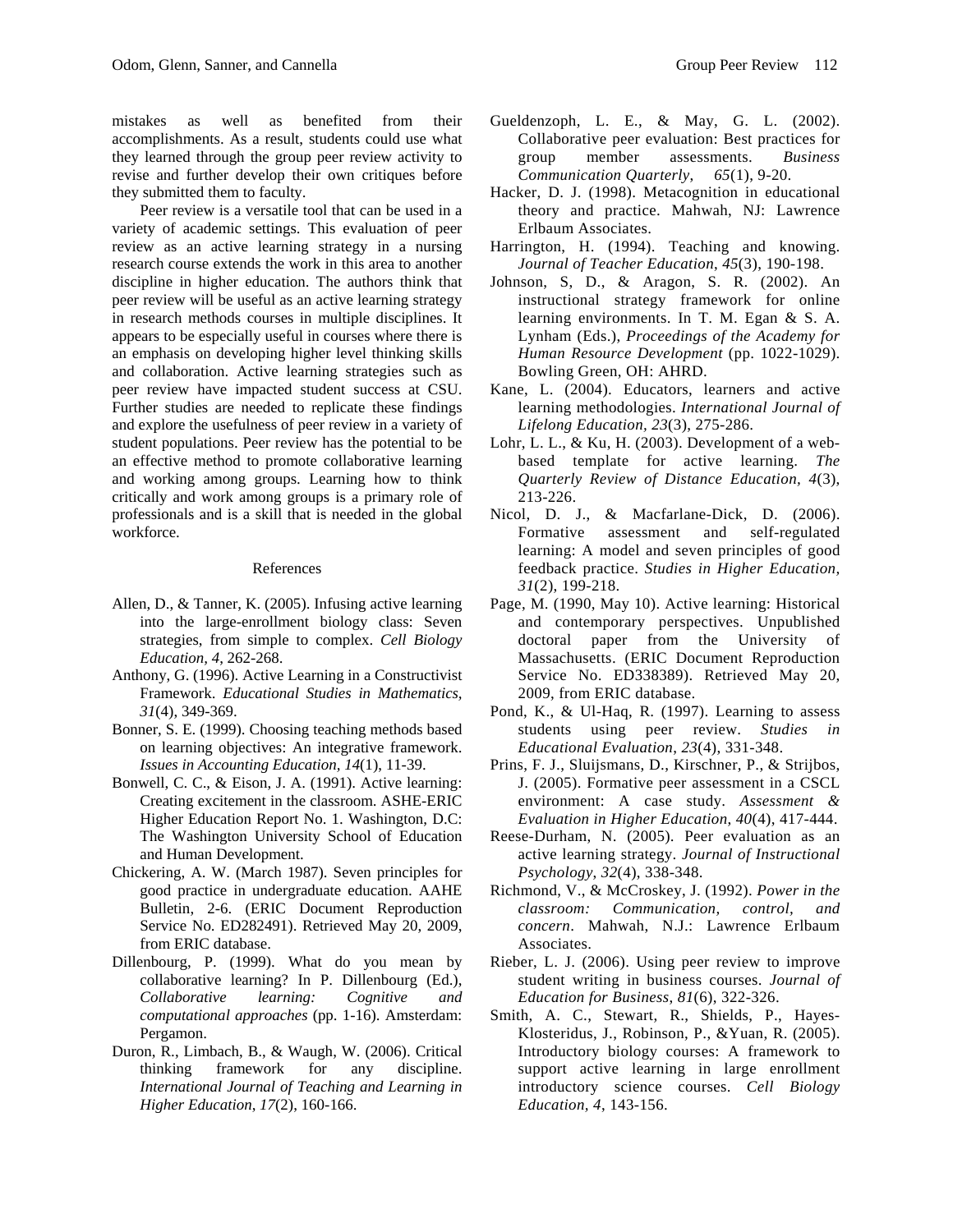mistakes as well as benefited from their accomplishments. As a result, students could use what they learned through the group peer review activity to revise and further develop their own critiques before they submitted them to faculty.

Peer review is a versatile tool that can be used in a variety of academic settings. This evaluation of peer review as an active learning strategy in a nursing research course extends the work in this area to another discipline in higher education. The authors think that peer review will be useful as an active learning strategy in research methods courses in multiple disciplines. It appears to be especially useful in courses where there is an emphasis on developing higher level thinking skills and collaboration. Active learning strategies such as peer review have impacted student success at CSU. Further studies are needed to replicate these findings and explore the usefulness of peer review in a variety of student populations. Peer review has the potential to be an effective method to promote collaborative learning and working among groups. Learning how to think critically and work among groups is a primary role of professionals and is a skill that is needed in the global workforce.

## References

Allen, D., & Tanner, K. (2005). Infusing active learning into the large-enrollment biology class: Seven strategies, from simple to complex. *Cell Biology Education, 4*, 262-268.

Anthony, G. (1996). Active Learning in a Constructivist Framework. *Educational Studies in Mathematics, 31*(4), 349-369.

Bonner, S. E. (1999). Choosing teaching methods based on learning objectives: An integrative framework. *Issues in Accounting Education, 14*(1), 11-39.

Bonwell, C. C., & Eison, J. A. (1991). Active learning: Creating excitement in the classroom. ASHE-ERIC Higher Education Report No. 1. Washington, D.C: The Washington University School of Education and Human Development.

Chickering, A. W. (March 1987). Seven principles for good practice in undergraduate education. AAHE Bulletin, 2-6. (ERIC Document Reproduction Service No. ED282491). Retrieved May 20, 2009, from ERIC database.

Dillenbourg, P. (1999). What do you mean by collaborative learning? In P. Dillenbourg (Ed.), *Collaborative learning: Cognitive and computational approaches* (pp. 1-16). Amsterdam: Pergamon.

Duron, R., Limbach, B., & Waugh, W. (2006). Critical thinking framework for any discipline. *International Journal of Teaching and Learning in Higher Education, 17*(2), 160-166.

Gueldenzoph, L. E., & May, G. L. (2002). Collaborative peer evaluation: Best practices for group member assessments. *Business Communication Quarterly, 65*(1), 9-20.

Hacker, D. J. (1998). Metacognition in educational theory and practice. Mahwah, NJ: Lawrence Erlbaum Associates.

Harrington, H. (1994). Teaching and knowing. *Journal of Teacher Education, 45*(3), 190-198.

Johnson, S, D., & Aragon, S. R. (2002). An instructional strategy framework for online learning environments. In T. M. Egan & S. A. Lynham (Eds.), *Proceedings of the Academy for Human Resource Development* (pp. 1022-1029). Bowling Green, OH: AHRD.

Kane, L. (2004). Educators, learners and active learning methodologies. *International Journal of Lifelong Education, 23*(3), 275-286.

Lohr, L. L., & Ku, H. (2003). Development of a web-based template for active learning. *The Quarterly Review of Distance Education, 4*(3), 213-226.

Nicol, D. J., & Macfarlane-Dick, D. (2006). Formative assessment and self-regulated learning: A model and seven principles of good feedback practice. *Studies in Higher Education, 31*(2), 199-218.

Page, M. (1990, May 10). Active learning: Historical and contemporary perspectives. Unpublished doctoral paper from the University of Massachusetts. (ERIC Document Reproduction Service No. ED338389). Retrieved May 20, 2009, from ERIC database.

Pond, K., & Ul-Haq, R. (1997). Learning to assess students using peer review. *Studies in Educational Evaluation, 23*(4), 331-348.

Prins, F. J., Sluijsmans, D., Kirschner, P., & Strijbos, J. (2005). Formative peer assessment in a CSCL environment: A case study. *Assessment & Evaluation in Higher Education, 40*(4), 417-444.

Reese-Durham, N. (2005). Peer evaluation as an active learning strategy. *Journal of Instructional Psychology, 32*(4), 338-348.

Richmond, V., & McCroskey, J. (1992). *Power in the classroom: Communication, control, and concern*. Mahwah, N.J.: Lawrence Erlbaum Associates.

Rieber, L. J. (2006). Using peer review to improve student writing in business courses. *Journal of Education for Business, 81*(6), 322-326.

Smith, A. C., Stewart, R., Shields, P., Hayes-Klosteridus, J., Robinson, P., &Yuan, R. (2005). Introductory biology courses: A framework to support active learning in large enrollment introductory science courses. *Cell Biology Education, 4*, 143-156.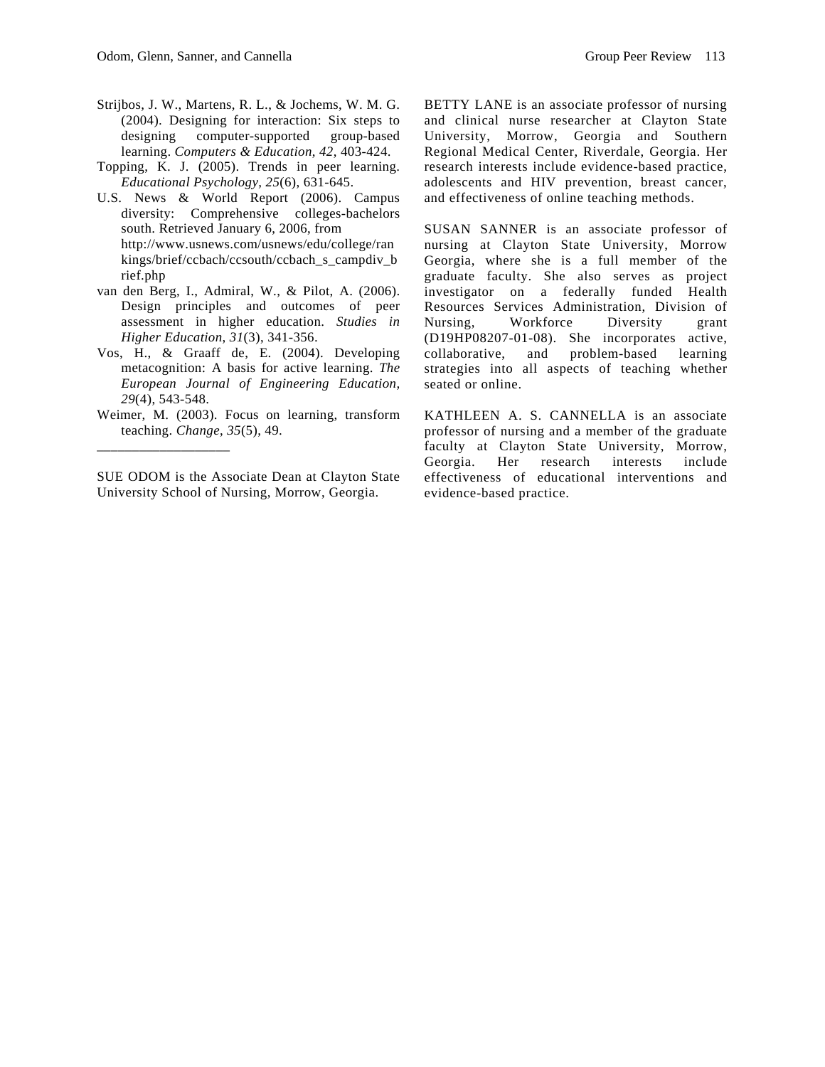Strijbos, J. W., Martens, R. L., & Jochems, W. M. G. (2004). Designing for interaction: Six steps to designing computer-supported group-based learning. *Computers & Education*, *42*, 403-424.

Topping, K. J. (2005). Trends in peer learning. *Educational Psychology*, *25*(6), 631-645.

U.S. News & World Report (2006). Campus diversity: Comprehensive colleges-bachelors south. Retrieved January 6, 2006, from http://www.usnews.com/usnews/edu/college/rankings/brief/ccbach/ccsouth/ccbach_s_campdiv_brief.php

van den Berg, I., Admiral, W., & Pilot, A. (2006). Design principles and outcomes of peer assessment in higher education. *Studies in Higher Education*, *31*(3), 341-356.

Vos, H., & Graaff de, E. (2004). Developing metacognition: A basis for active learning. *The European Journal of Engineering Education*, *29*(4), 543-548.

Weimer, M. (2003). Focus on learning, transform teaching. *Change*, *35*(5), 49.

---

SUE ODOM is the Associate Dean at Clayton State University School of Nursing, Morrow, Georgia.

BETTY LANE is an associate professor of nursing and clinical nurse researcher at Clayton State University, Morrow, Georgia and Southern Regional Medical Center, Riverdale, Georgia. Her research interests include evidence-based practice, adolescents and HIV prevention, breast cancer, and effectiveness of online teaching methods.

SUSAN SANNER is an associate professor of nursing at Clayton State University, Morrow Georgia, where she is a full member of the graduate faculty. She also serves as project investigator on a federally funded Health Resources Services Administration, Division of Nursing, Workforce Diversity grant (D19HP08207-01-08). She incorporates active, collaborative, and problem-based learning strategies into all aspects of teaching whether seated or online.

KATHLEEN A. S. CANNELLA is an associate professor of nursing and a member of the graduate faculty at Clayton State University, Morrow, Georgia. Her research interests include effectiveness of educational interventions and evidence-based practice.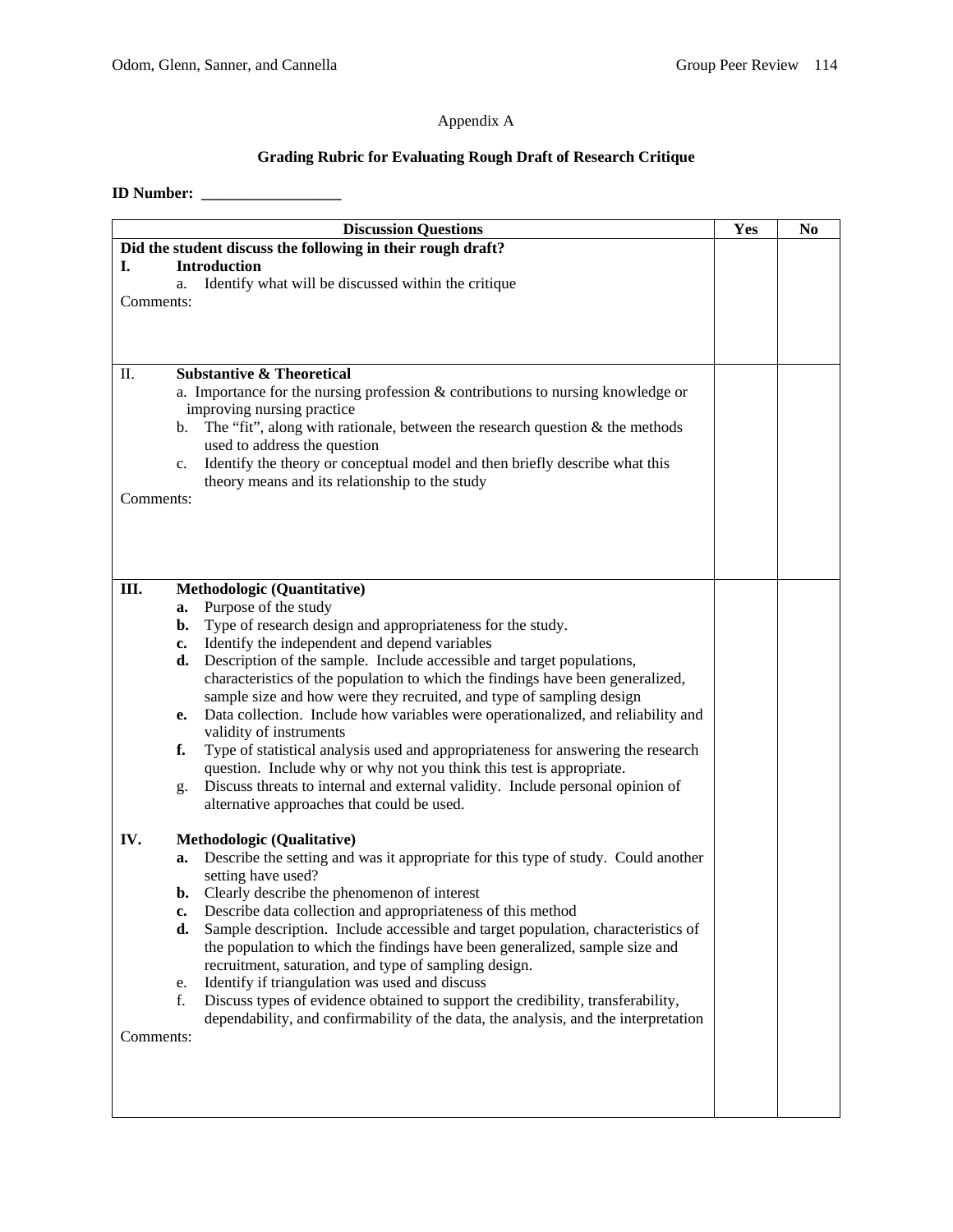Appendix A

## Grading Rubric for Evaluating Rough Draft of Research Critique

**ID Number: __________________**

| Discussion Questions | Yes | No |
|---|---|---|
| **Did the student discuss the following in their rough draft?**<br>**I. Introduction**<br>a. Identify what will be discussed within the critique<br>Comments: | | |
| II. **Substantive & Theoretical**<br>a. Importance for the nursing profession & contributions to nursing knowledge or improving nursing practice<br>b. The "fit", along with rationale, between the research question & the methods used to address the question<br>c. Identify the theory or conceptual model and then briefly describe what this theory means and its relationship to the study<br>Comments: | | |
| **III. Methodologic (Quantitative)**<br>**a.** Purpose of the study<br>**b.** Type of research design and appropriateness for the study.<br>**c.** Identify the independent and depend variables<br>**d.** Description of the sample. Include accessible and target populations, characteristics of the population to which the findings have been generalized, sample size and how were they recruited, and type of sampling design<br>**e.** Data collection. Include how variables were operationalized, and reliability and validity of instruments<br>**f.** Type of statistical analysis used and appropriateness for answering the research question. Include why or why not you think this test is appropriate.<br>g. Discuss threats to internal and external validity. Include personal opinion of alternative approaches that could be used.<br><br>**IV. Methodologic (Qualitative)**<br>**a.** Describe the setting and was it appropriate for this type of study. Could another setting have used?<br>**b.** Clearly describe the phenomenon of interest<br>**c.** Describe data collection and appropriateness of this method<br>**d.** Sample description. Include accessible and target population, characteristics of the population to which the findings have been generalized, sample size and recruitment, saturation, and type of sampling design.<br>e. Identify if triangulation was used and discuss<br>f. Discuss types of evidence obtained to support the credibility, transferability, dependability, and confirmability of the data, the analysis, and the interpretation<br>Comments: | | |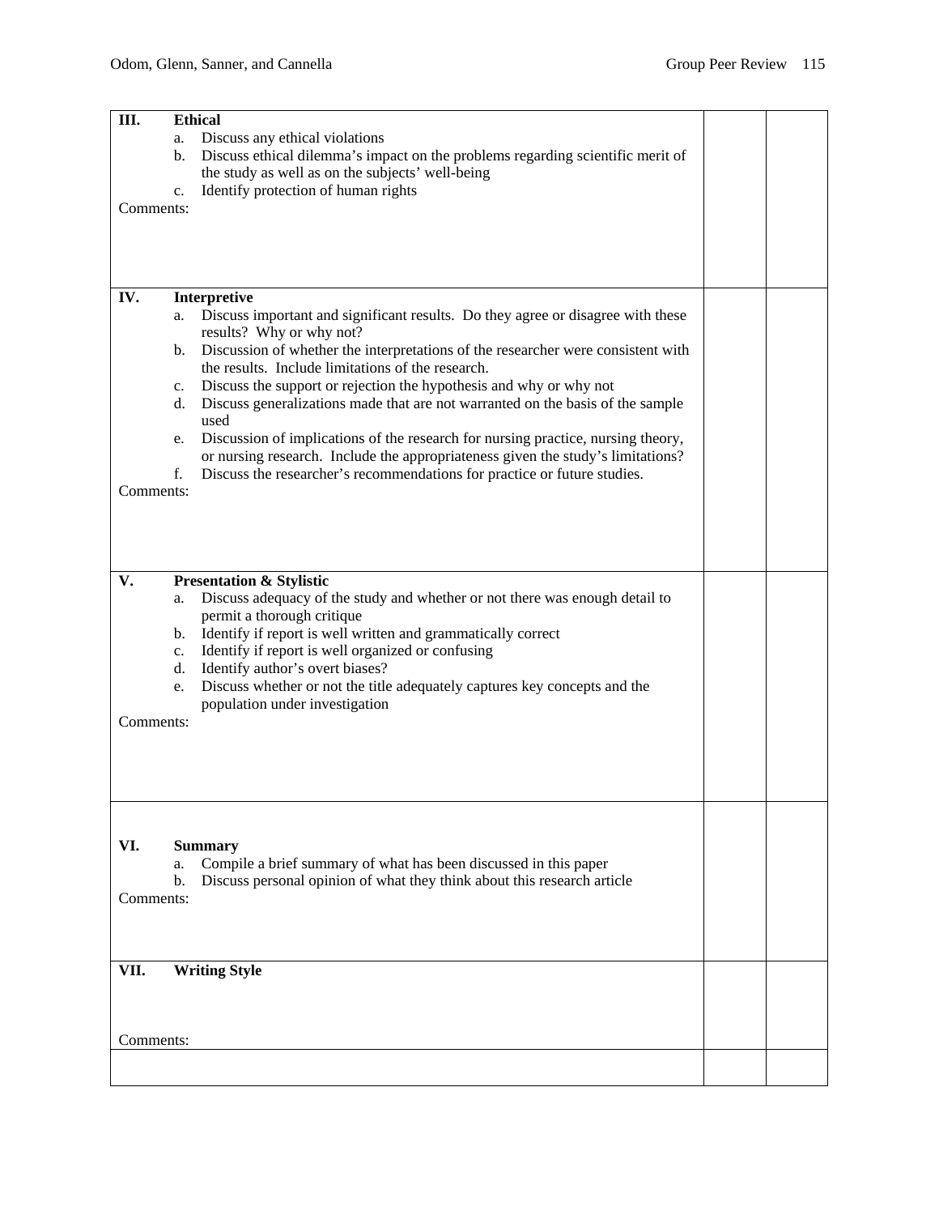| | | |
|---|---|---|
| **III. Ethical**<br>a. Discuss any ethical violations<br>b. Discuss ethical dilemma's impact on the problems regarding scientific merit of the study as well as on the subjects' well-being<br>c. Identify protection of human rights<br>Comments: | | |
| **IV. Interpretive**<br>a. Discuss important and significant results. Do they agree or disagree with these results? Why or why not?<br>b. Discussion of whether the interpretations of the researcher were consistent with the results. Include limitations of the research.<br>c. Discuss the support or rejection the hypothesis and why or why not<br>d. Discuss generalizations made that are not warranted on the basis of the sample used<br>e. Discussion of implications of the research for nursing practice, nursing theory, or nursing research. Include the appropriateness given the study's limitations?<br>f. Discuss the researcher's recommendations for practice or future studies.<br>Comments: | | |
| **V. Presentation & Stylistic**<br>a. Discuss adequacy of the study and whether or not there was enough detail to permit a thorough critique<br>b. Identify if report is well written and grammatically correct<br>c. Identify if report is well organized or confusing<br>d. Identify author's overt biases?<br>e. Discuss whether or not the title adequately captures key concepts and the population under investigation<br>Comments: | | |
| **VI. Summary**<br>a. Compile a brief summary of what has been discussed in this paper<br>b. Discuss personal opinion of what they think about this research article<br>Comments: | | |
| **VII. Writing Style**<br>Comments: | | |
| | | |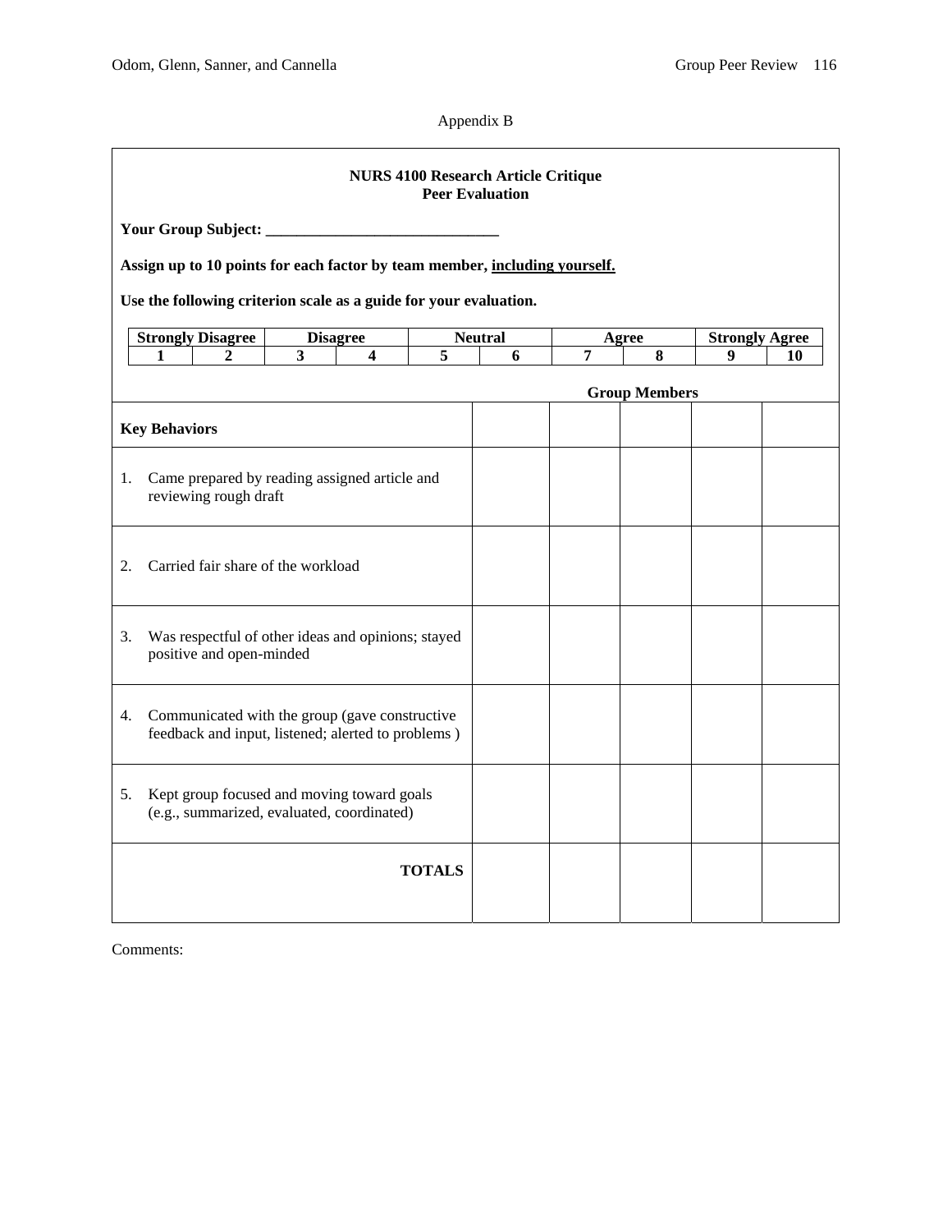Appendix B

**NURS 4100 Research Article Critique**
**Peer Evaluation**

**Your Group Subject: ______________________________**

**Assign up to 10 points for each factor by team member, including yourself.**

**Use the following criterion scale as a guide for your evaluation.**

| Strongly Disagree | | Disagree | | Neutral | | Agree | | Strongly Agree | |
|---|---|---|---|---|---|---|---|---|---|
| 1 | 2 | 3 | 4 | 5 | 6 | 7 | 8 | 9 | 10 |

| | Group Members | | | | |
|---|---|---|---|---|---|
| **Key Behaviors** | | | | | |
| 1. Came prepared by reading assigned article and reviewing rough draft | | | | | |
| 2. Carried fair share of the workload | | | | | |
| 3. Was respectful of other ideas and opinions; stayed positive and open-minded | | | | | |
| 4. Communicated with the group (gave constructive feedback and input, listened; alerted to problems ) | | | | | |
| 5. Kept group focused and moving toward goals (e.g., summarized, evaluated, coordinated) | | | | | |
| **TOTALS** | | | | | |

Comments: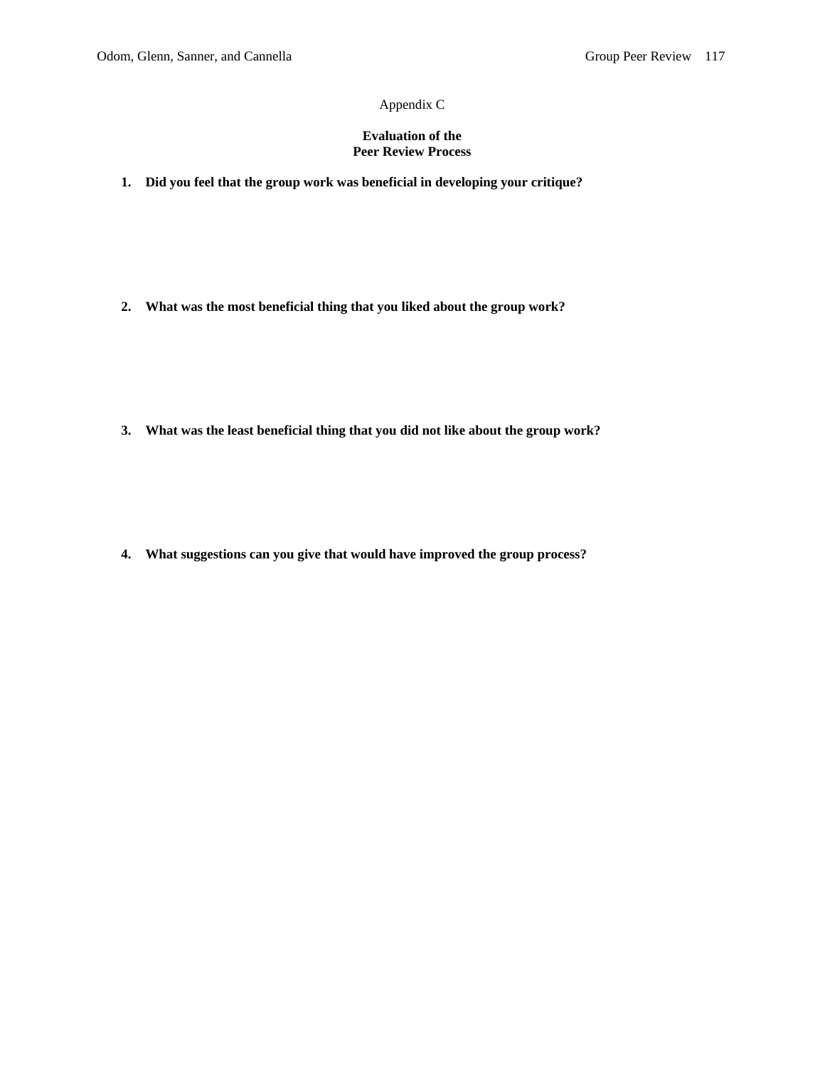Appendix C

## Evaluation of the Peer Review Process

1. **Did you feel that the group work was beneficial in developing your critique?**

2. **What was the most beneficial thing that you liked about the group work?**

3. **What was the least beneficial thing that you did not like about the group work?**

4. **What suggestions can you give that would have improved the group process?**